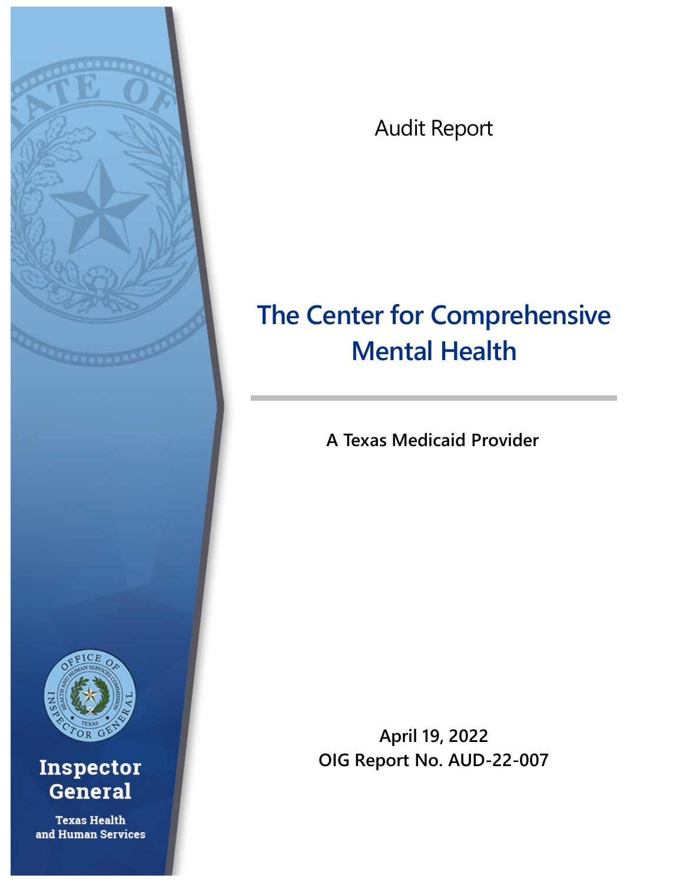Audit Report

# The Center for Comprehensive Mental Health

**A Texas Medicaid Provider**

**April 19, 2022**
**OIG Report No. AUD-22-007**

Inspector General

Texas Health and Human Services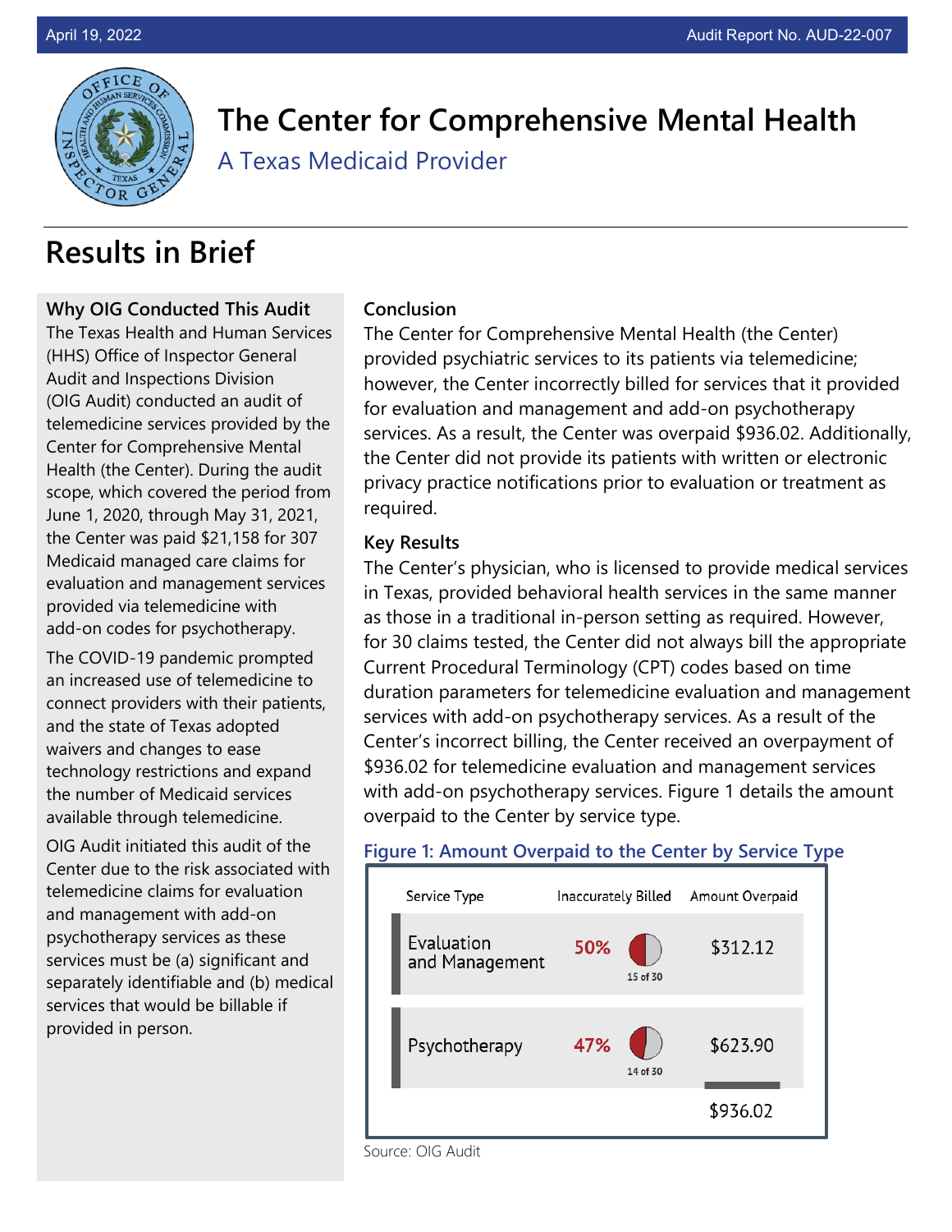# The Center for Comprehensive Mental Health

## A Texas Medicaid Provider

## Results in Brief

### Why OIG Conducted This Audit

The Texas Health and Human Services (HHS) Office of Inspector General Audit and Inspections Division (OIG Audit) conducted an audit of telemedicine services provided by the Center for Comprehensive Mental Health (the Center). During the audit scope, which covered the period from June 1, 2020, through May 31, 2021, the Center was paid $21,158 for 307 Medicaid managed care claims for evaluation and management services provided via telemedicine with add-on codes for psychotherapy.

The COVID-19 pandemic prompted an increased use of telemedicine to connect providers with their patients, and the state of Texas adopted waivers and changes to ease technology restrictions and expand the number of Medicaid services available through telemedicine.

OIG Audit initiated this audit of the Center due to the risk associated with telemedicine claims for evaluation and management with add-on psychotherapy services as these services must be (a) significant and separately identifiable and (b) medical services that would be billable if provided in person.

### Conclusion

The Center for Comprehensive Mental Health (the Center) provided psychiatric services to its patients via telemedicine; however, the Center incorrectly billed for services that it provided for evaluation and management and add-on psychotherapy services. As a result, the Center was overpaid $936.02. Additionally, the Center did not provide its patients with written or electronic privacy practice notifications prior to evaluation or treatment as required.

### Key Results

The Center's physician, who is licensed to provide medical services in Texas, provided behavioral health services in the same manner as those in a traditional in-person setting as required. However, for 30 claims tested, the Center did not always bill the appropriate Current Procedural Terminology (CPT) codes based on time duration parameters for telemedicine evaluation and management services with add-on psychotherapy services. As a result of the Center's incorrect billing, the Center received an overpayment of $936.02 for telemedicine evaluation and management services with add-on psychotherapy services. Figure 1 details the amount overpaid to the Center by service type.

**Figure 1: Amount Overpaid to the Center by Service Type**

| Service Type | Inaccurately Billed | Amount Overpaid |
| --- | --- | --- |
| Evaluation and Management | 50% (15 of 30) | $312.12 |
| Psychotherapy | 47% (14 of 30) | $623.90 |
| | | $936.02 |

Source: OIG Audit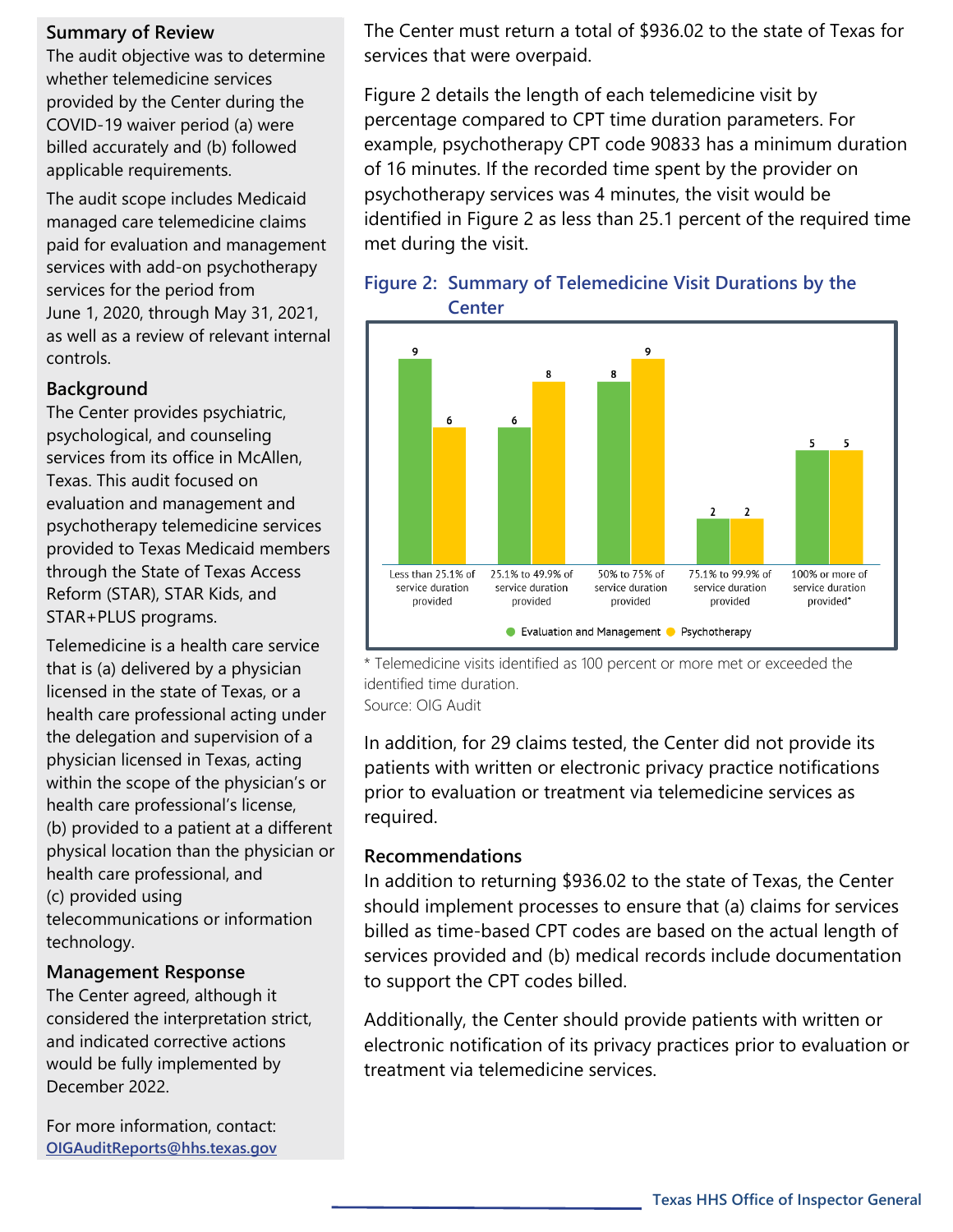### Summary of Review

The audit objective was to determine whether telemedicine services provided by the Center during the COVID-19 waiver period (a) were billed accurately and (b) followed applicable requirements.

The audit scope includes Medicaid managed care telemedicine claims paid for evaluation and management services with add-on psychotherapy services for the period from June 1, 2020, through May 31, 2021, as well as a review of relevant internal controls.

### Background

The Center provides psychiatric, psychological, and counseling services from its office in McAllen, Texas. This audit focused on evaluation and management and psychotherapy telemedicine services provided to Texas Medicaid members through the State of Texas Access Reform (STAR), STAR Kids, and STAR+PLUS programs.

Telemedicine is a health care service that is (a) delivered by a physician licensed in the state of Texas, or a health care professional acting under the delegation and supervision of a physician licensed in Texas, acting within the scope of the physician's or health care professional's license, (b) provided to a patient at a different physical location than the physician or health care professional, and (c) provided using telecommunications or information technology.

### Management Response

The Center agreed, although it considered the interpretation strict, and indicated corrective actions would be fully implemented by December 2022.

For more information, contact: OIGAuditReports@hhs.texas.gov

The Center must return a total of $936.02 to the state of Texas for services that were overpaid.

Figure 2 details the length of each telemedicine visit by percentage compared to CPT time duration parameters. For example, psychotherapy CPT code 90833 has a minimum duration of 16 minutes. If the recorded time spent by the provider on psychotherapy services was 4 minutes, the visit would be identified in Figure 2 as less than 25.1 percent of the required time met during the visit.

**Figure 2: Summary of Telemedicine Visit Durations by the Center**

| | Evaluation and Management | Psychotherapy |
|---|---|---|
| Less than 25.1% of service duration provided | 9 | 6 |
| 25.1% to 49.9% of service duration provided | 6 | 8 |
| 50% to 75% of service duration provided | 8 | 9 |
| 75.1% to 99.9% of service duration provided | 2 | 2 |
| 100% or more of service duration provided* | 5 | 5 |

\* Telemedicine visits identified as 100 percent or more met or exceeded the identified time duration.
Source: OIG Audit

In addition, for 29 claims tested, the Center did not provide its patients with written or electronic privacy practice notifications prior to evaluation or treatment via telemedicine services as required.

### Recommendations

In addition to returning $936.02 to the state of Texas, the Center should implement processes to ensure that (a) claims for services billed as time-based CPT codes are based on the actual length of services provided and (b) medical records include documentation to support the CPT codes billed.

Additionally, the Center should provide patients with written or electronic notification of its privacy practices prior to evaluation or treatment via telemedicine services.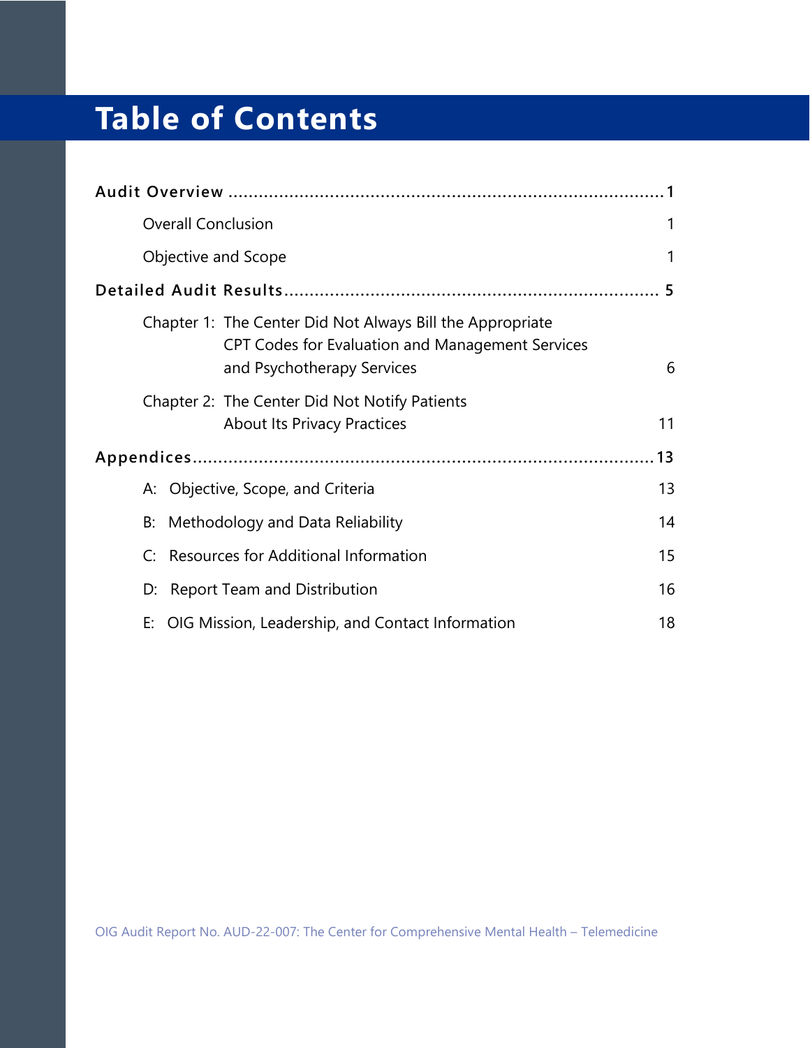# Table of Contents

**Audit Overview** .......... **1**

- Overall Conclusion 1
- Objective and Scope 1

**Detailed Audit Results** .......... **5**

- Chapter 1: The Center Did Not Always Bill the Appropriate CPT Codes for Evaluation and Management Services and Psychotherapy Services 6
- Chapter 2: The Center Did Not Notify Patients About Its Privacy Practices 11

**Appendices** .......... **13**

- A: Objective, Scope, and Criteria 13
- B: Methodology and Data Reliability 14
- C: Resources for Additional Information 15
- D: Report Team and Distribution 16
- E: OIG Mission, Leadership, and Contact Information 18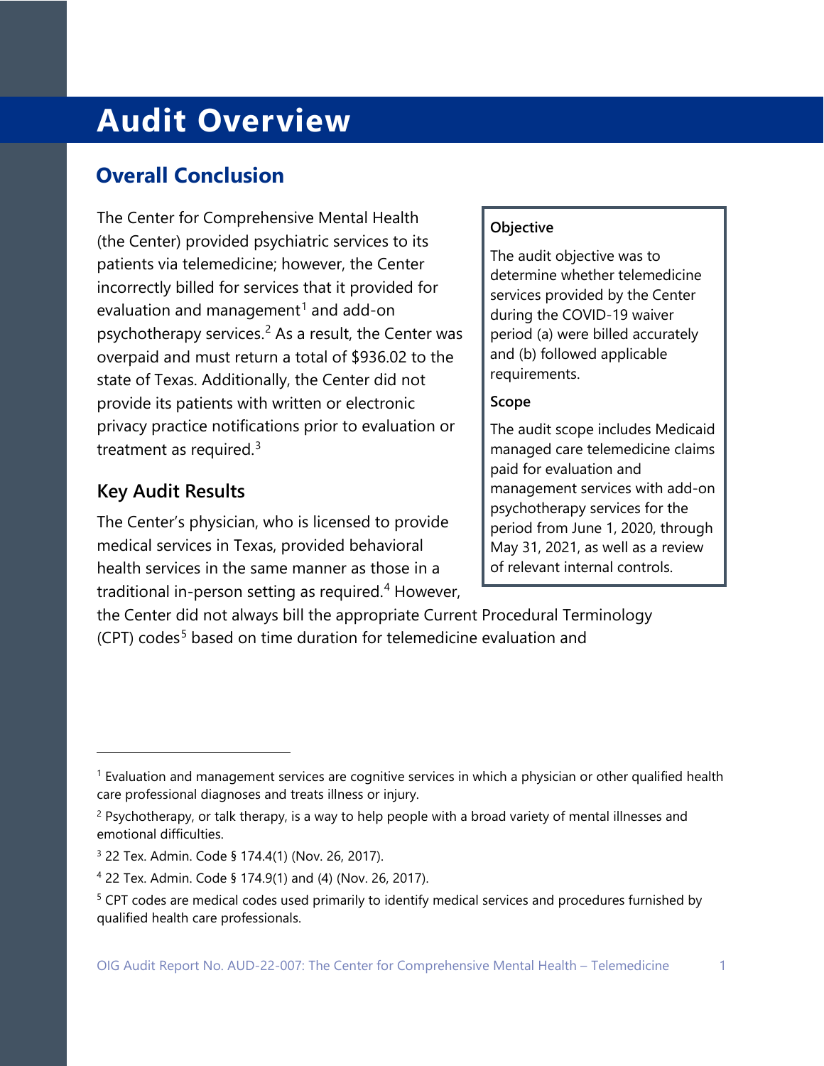# Audit Overview

## Overall Conclusion

The Center for Comprehensive Mental Health (the Center) provided psychiatric services to its patients via telemedicine; however, the Center incorrectly billed for services that it provided for evaluation and management[1] and add-on psychotherapy services.[2] As a result, the Center was overpaid and must return a total of $936.02 to the state of Texas. Additionally, the Center did not provide its patients with written or electronic privacy practice notifications prior to evaluation or treatment as required.[3]

**Objective**

The audit objective was to determine whether telemedicine services provided by the Center during the COVID-19 waiver period (a) were billed accurately and (b) followed applicable requirements.

**Scope**

The audit scope includes Medicaid managed care telemedicine claims paid for evaluation and management services with add-on psychotherapy services for the period from June 1, 2020, through May 31, 2021, as well as a review of relevant internal controls.

### Key Audit Results

The Center's physician, who is licensed to provide medical services in Texas, provided behavioral health services in the same manner as those in a traditional in-person setting as required.[4] However, the Center did not always bill the appropriate Current Procedural Terminology (CPT) codes[5] based on time duration for telemedicine evaluation and

[1] Evaluation and management services are cognitive services in which a physician or other qualified health care professional diagnoses and treats illness or injury.

[2] Psychotherapy, or talk therapy, is a way to help people with a broad variety of mental illnesses and emotional difficulties.

[3] 22 Tex. Admin. Code § 174.4(1) (Nov. 26, 2017).

[4] 22 Tex. Admin. Code § 174.9(1) and (4) (Nov. 26, 2017).

[5] CPT codes are medical codes used primarily to identify medical services and procedures furnished by qualified health care professionals.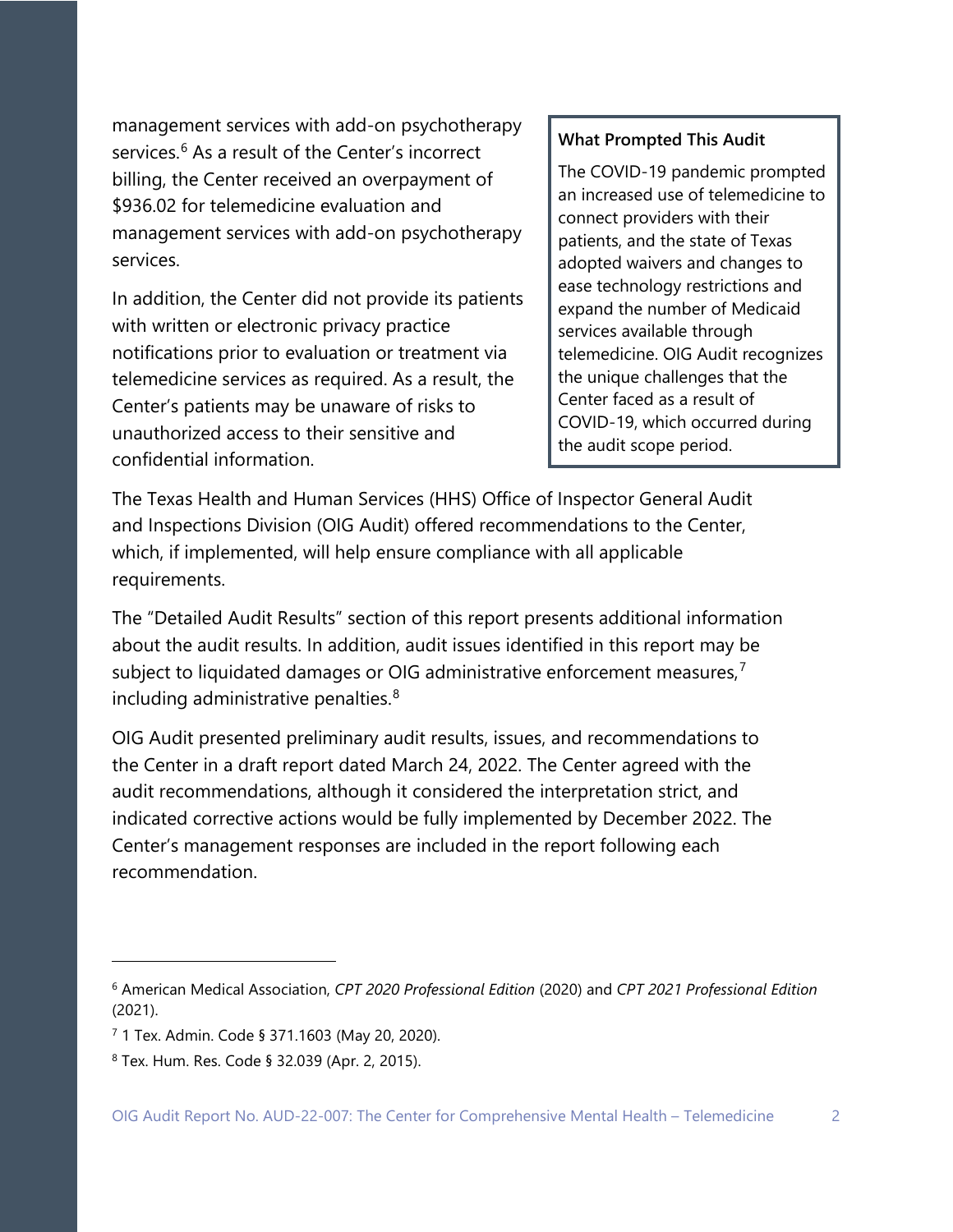management services with add-on psychotherapy services.[6] As a result of the Center's incorrect billing, the Center received an overpayment of $936.02 for telemedicine evaluation and management services with add-on psychotherapy services.

In addition, the Center did not provide its patients with written or electronic privacy practice notifications prior to evaluation or treatment via telemedicine services as required. As a result, the Center's patients may be unaware of risks to unauthorized access to their sensitive and confidential information.

> **What Prompted This Audit**
>
> The COVID-19 pandemic prompted an increased use of telemedicine to connect providers with their patients, and the state of Texas adopted waivers and changes to ease technology restrictions and expand the number of Medicaid services available through telemedicine. OIG Audit recognizes the unique challenges that the Center faced as a result of COVID-19, which occurred during the audit scope period.

The Texas Health and Human Services (HHS) Office of Inspector General Audit and Inspections Division (OIG Audit) offered recommendations to the Center, which, if implemented, will help ensure compliance with all applicable requirements.

The "Detailed Audit Results" section of this report presents additional information about the audit results. In addition, audit issues identified in this report may be subject to liquidated damages or OIG administrative enforcement measures,[7] including administrative penalties.[8]

OIG Audit presented preliminary audit results, issues, and recommendations to the Center in a draft report dated March 24, 2022. The Center agreed with the audit recommendations, although it considered the interpretation strict, and indicated corrective actions would be fully implemented by December 2022. The Center's management responses are included in the report following each recommendation.

---

[6] American Medical Association, *CPT 2020 Professional Edition* (2020) and *CPT 2021 Professional Edition* (2021).

[7] 1 Tex. Admin. Code § 371.1603 (May 20, 2020).

[8] Tex. Hum. Res. Code § 32.039 (Apr. 2, 2015).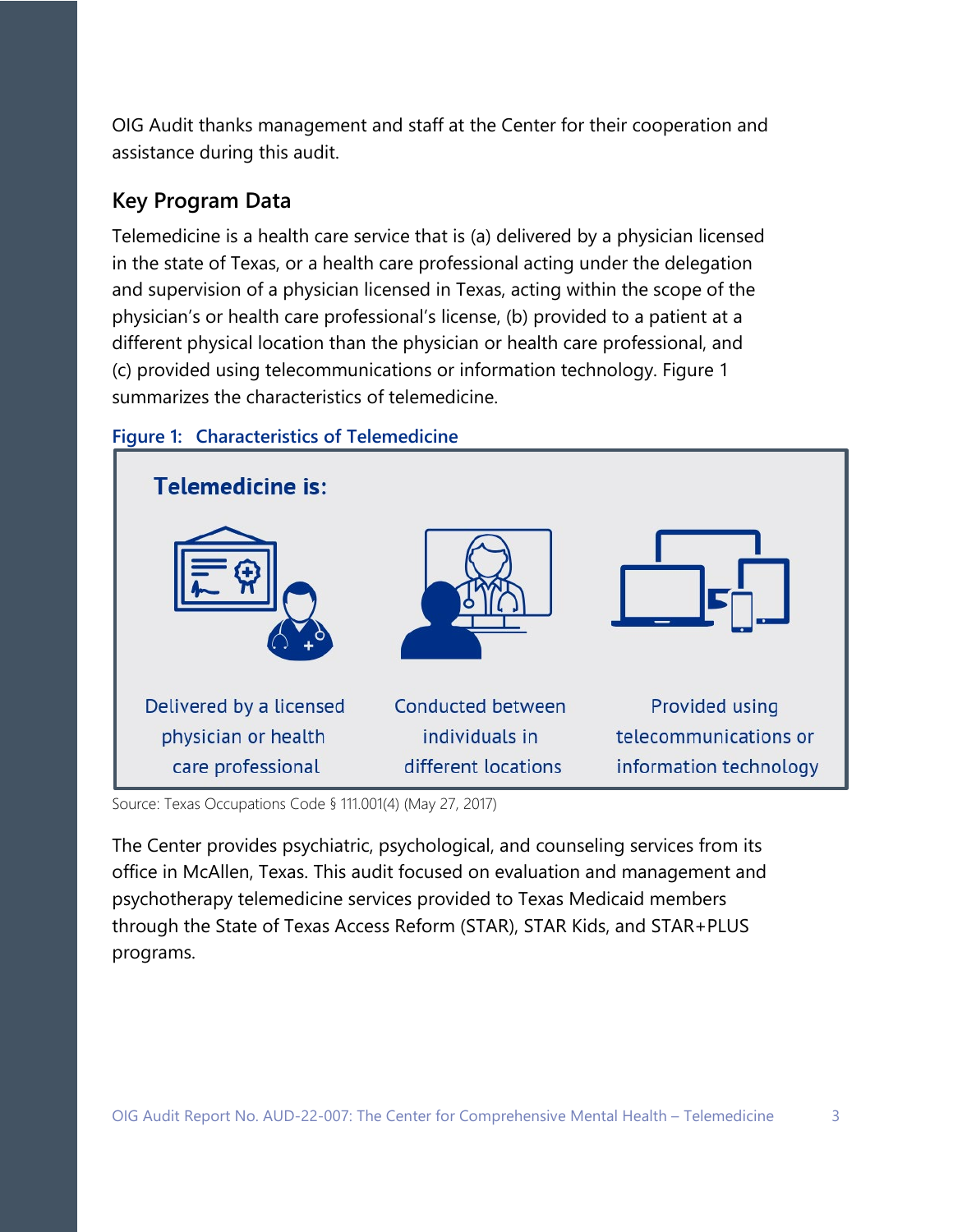OIG Audit thanks management and staff at the Center for their cooperation and assistance during this audit.

## Key Program Data

Telemedicine is a health care service that is (a) delivered by a physician licensed in the state of Texas, or a health care professional acting under the delegation and supervision of a physician licensed in Texas, acting within the scope of the physician's or health care professional's license, (b) provided to a patient at a different physical location than the physician or health care professional, and (c) provided using telecommunications or information technology. Figure 1 summarizes the characteristics of telemedicine.

**Figure 1: Characteristics of Telemedicine**

**Telemedicine is:**

| Delivered by a licensed physician or health care professional | Conducted between individuals in different locations | Provided using telecommunications or information technology |
|---|---|---|

Source: Texas Occupations Code § 111.001(4) (May 27, 2017)

The Center provides psychiatric, psychological, and counseling services from its office in McAllen, Texas. This audit focused on evaluation and management and psychotherapy telemedicine services provided to Texas Medicaid members through the State of Texas Access Reform (STAR), STAR Kids, and STAR+PLUS programs.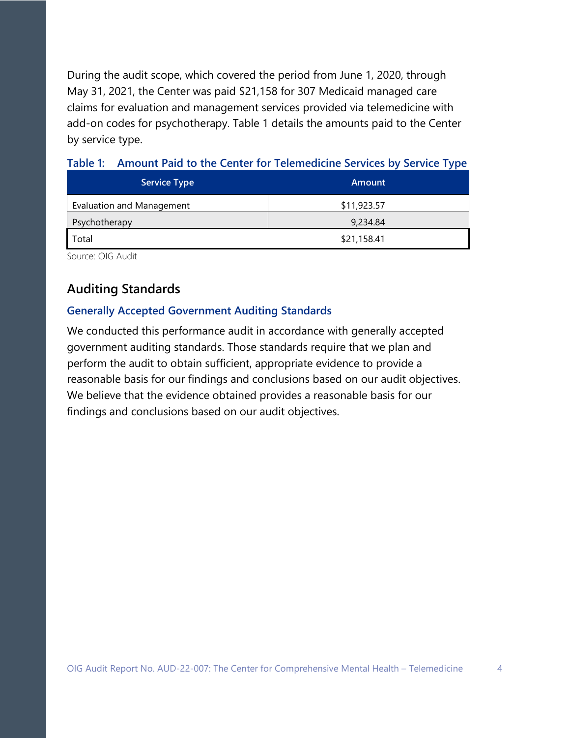During the audit scope, which covered the period from June 1, 2020, through May 31, 2021, the Center was paid $21,158 for 307 Medicaid managed care claims for evaluation and management services provided via telemedicine with add-on codes for psychotherapy. Table 1 details the amounts paid to the Center by service type.

**Table 1: Amount Paid to the Center for Telemedicine Services by Service Type**

| Service Type | Amount |
|---|---|
| Evaluation and Management | $11,923.57 |
| Psychotherapy | 9,234.84 |
| Total | $21,158.41 |

Source: OIG Audit

## Auditing Standards

### Generally Accepted Government Auditing Standards

We conducted this performance audit in accordance with generally accepted government auditing standards. Those standards require that we plan and perform the audit to obtain sufficient, appropriate evidence to provide a reasonable basis for our findings and conclusions based on our audit objectives. We believe that the evidence obtained provides a reasonable basis for our findings and conclusions based on our audit objectives.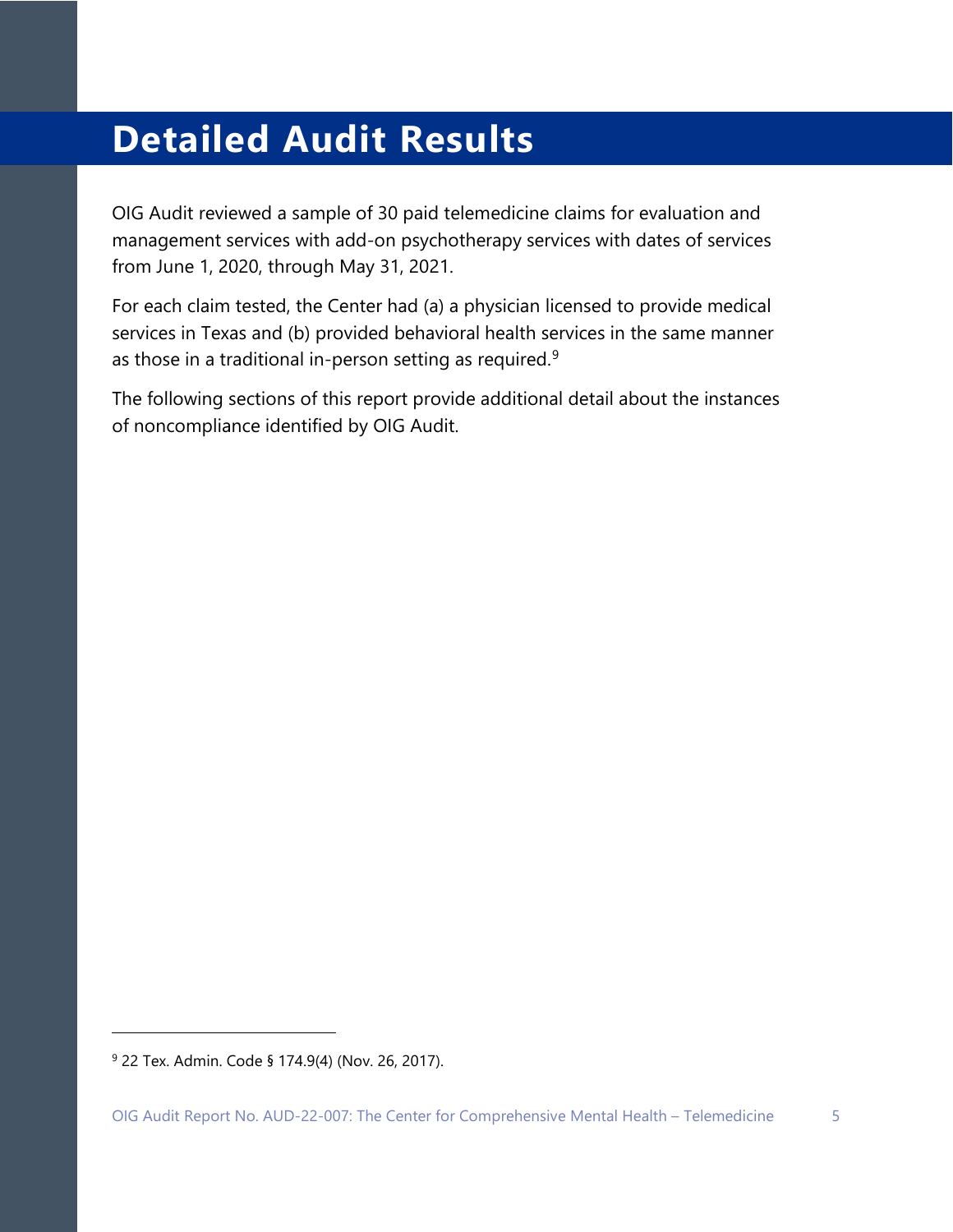# Detailed Audit Results

OIG Audit reviewed a sample of 30 paid telemedicine claims for evaluation and management services with add-on psychotherapy services with dates of services from June 1, 2020, through May 31, 2021.

For each claim tested, the Center had (a) a physician licensed to provide medical services in Texas and (b) provided behavioral health services in the same manner as those in a traditional in-person setting as required.[9]

The following sections of this report provide additional detail about the instances of noncompliance identified by OIG Audit.

[9] 22 Tex. Admin. Code § 174.9(4) (Nov. 26, 2017).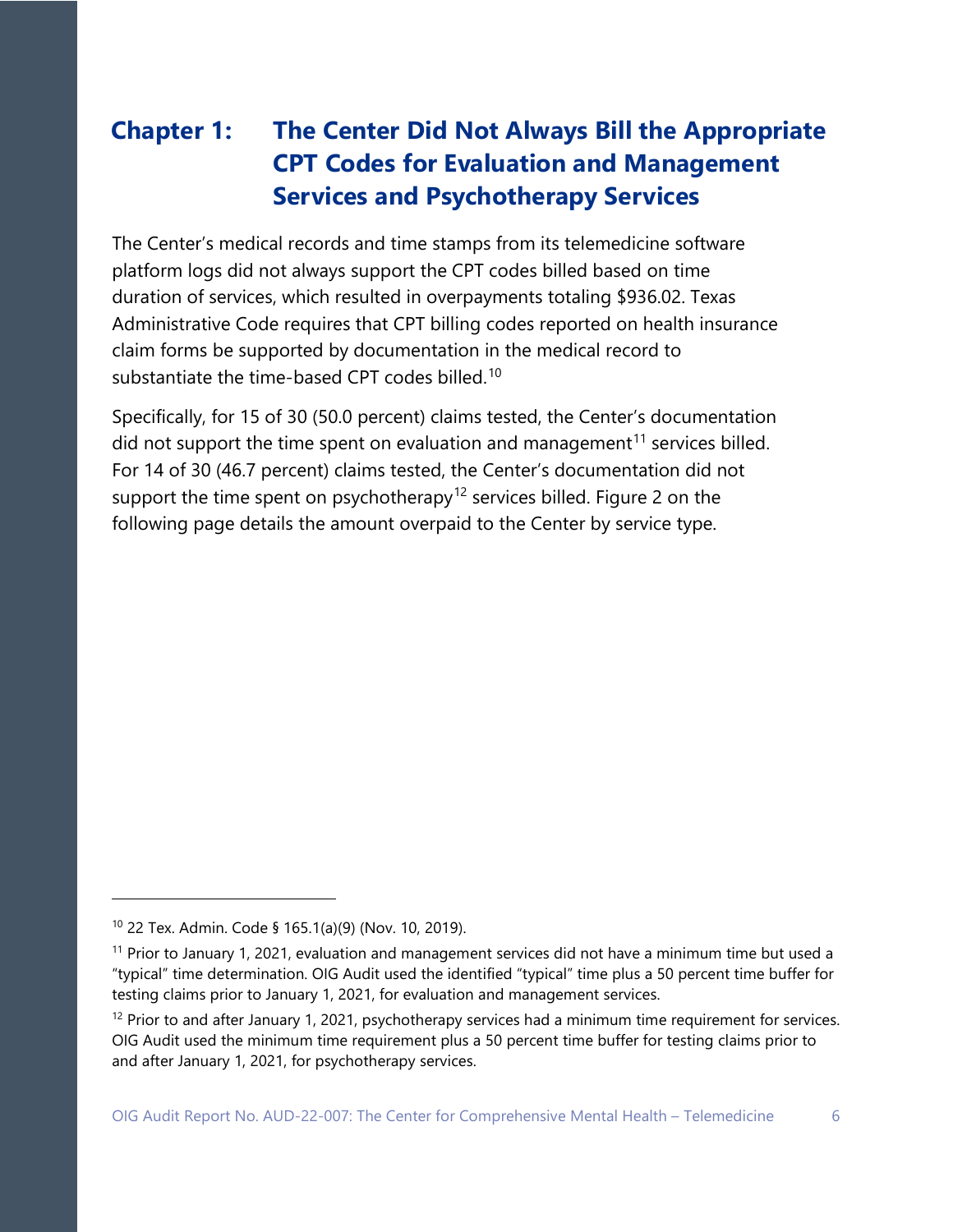# Chapter 1: The Center Did Not Always Bill the Appropriate CPT Codes for Evaluation and Management Services and Psychotherapy Services

The Center's medical records and time stamps from its telemedicine software platform logs did not always support the CPT codes billed based on time duration of services, which resulted in overpayments totaling $936.02. Texas Administrative Code requires that CPT billing codes reported on health insurance claim forms be supported by documentation in the medical record to substantiate the time-based CPT codes billed.[10]

Specifically, for 15 of 30 (50.0 percent) claims tested, the Center's documentation did not support the time spent on evaluation and management[11] services billed. For 14 of 30 (46.7 percent) claims tested, the Center's documentation did not support the time spent on psychotherapy[12] services billed. Figure 2 on the following page details the amount overpaid to the Center by service type.

---

[10] 22 Tex. Admin. Code § 165.1(a)(9) (Nov. 10, 2019).

[11] Prior to January 1, 2021, evaluation and management services did not have a minimum time but used a "typical" time determination. OIG Audit used the identified "typical" time plus a 50 percent time buffer for testing claims prior to January 1, 2021, for evaluation and management services.

[12] Prior to and after January 1, 2021, psychotherapy services had a minimum time requirement for services. OIG Audit used the minimum time requirement plus a 50 percent time buffer for testing claims prior to and after January 1, 2021, for psychotherapy services.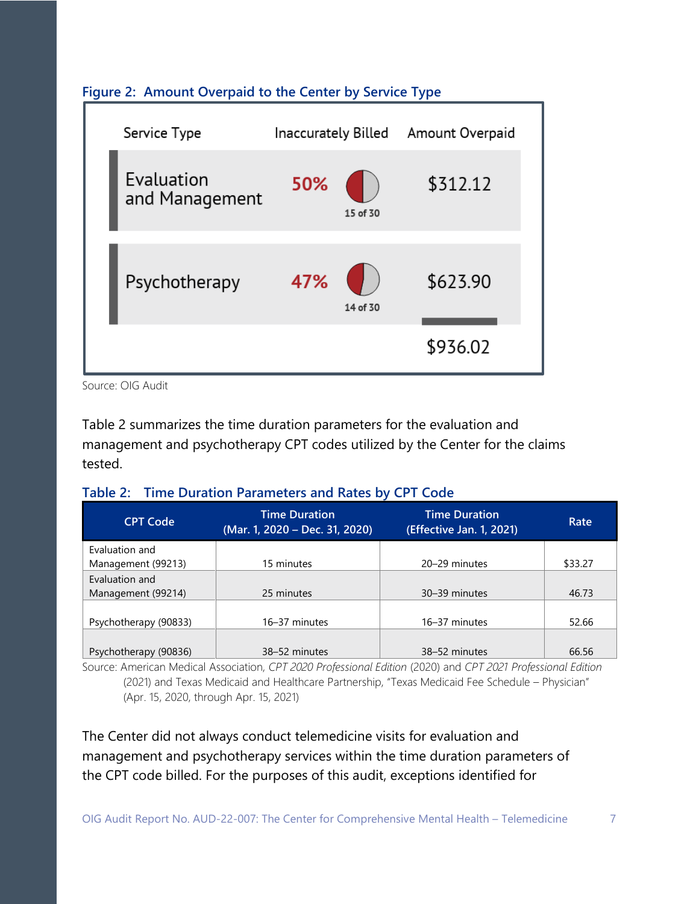**Figure 2: Amount Overpaid to the Center by Service Type**

| Service Type | Inaccurately Billed | Amount Overpaid |
|---|---|---|
| Evaluation and Management | 50% (15 of 30) | $312.12 |
| Psychotherapy | 47% (14 of 30) | $623.90 |
| | | $936.02 |

Source: OIG Audit

Table 2 summarizes the time duration parameters for the evaluation and management and psychotherapy CPT codes utilized by the Center for the claims tested.

**Table 2: Time Duration Parameters and Rates by CPT Code**

| CPT Code | Time Duration (Mar. 1, 2020 – Dec. 31, 2020) | Time Duration (Effective Jan. 1, 2021) | Rate |
|---|---|---|---|
| Evaluation and Management (99213) | 15 minutes | 20–29 minutes | $33.27 |
| Evaluation and Management (99214) | 25 minutes | 30–39 minutes | 46.73 |
| Psychotherapy (90833) | 16–37 minutes | 16–37 minutes | 52.66 |
| Psychotherapy (90836) | 38–52 minutes | 38–52 minutes | 66.56 |

Source: American Medical Association, *CPT 2020 Professional Edition* (2020) and *CPT 2021 Professional Edition* (2021) and Texas Medicaid and Healthcare Partnership, "Texas Medicaid Fee Schedule – Physician" (Apr. 15, 2020, through Apr. 15, 2021)

The Center did not always conduct telemedicine visits for evaluation and management and psychotherapy services within the time duration parameters of the CPT code billed. For the purposes of this audit, exceptions identified for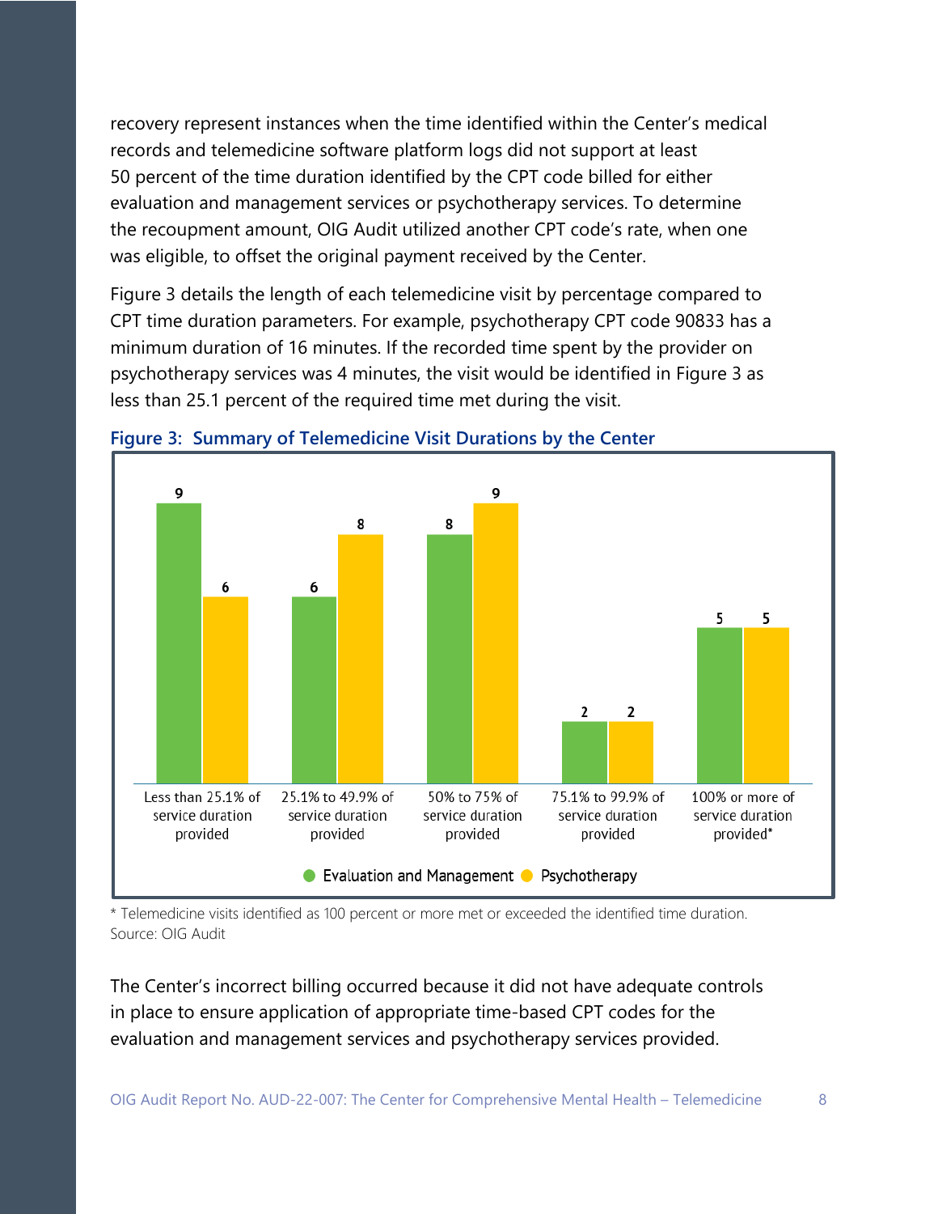recovery represent instances when the time identified within the Center's medical records and telemedicine software platform logs did not support at least 50 percent of the time duration identified by the CPT code billed for either evaluation and management services or psychotherapy services. To determine the recoupment amount, OIG Audit utilized another CPT code's rate, when one was eligible, to offset the original payment received by the Center.

Figure 3 details the length of each telemedicine visit by percentage compared to CPT time duration parameters. For example, psychotherapy CPT code 90833 has a minimum duration of 16 minutes. If the recorded time spent by the provider on psychotherapy services was 4 minutes, the visit would be identified in Figure 3 as less than 25.1 percent of the required time met during the visit.

**Figure 3: Summary of Telemedicine Visit Durations by the Center**

| | Evaluation and Management | Psychotherapy |
|---|---|---|
| Less than 25.1% of service duration provided | 9 | 6 |
| 25.1% to 49.9% of service duration provided | 6 | 8 |
| 50% to 75% of service duration provided | 8 | 9 |
| 75.1% to 99.9% of service duration provided | 2 | 2 |
| 100% or more of service duration provided* | 5 | 5 |

\* Telemedicine visits identified as 100 percent or more met or exceeded the identified time duration.
Source: OIG Audit

The Center's incorrect billing occurred because it did not have adequate controls in place to ensure application of appropriate time-based CPT codes for the evaluation and management services and psychotherapy services provided.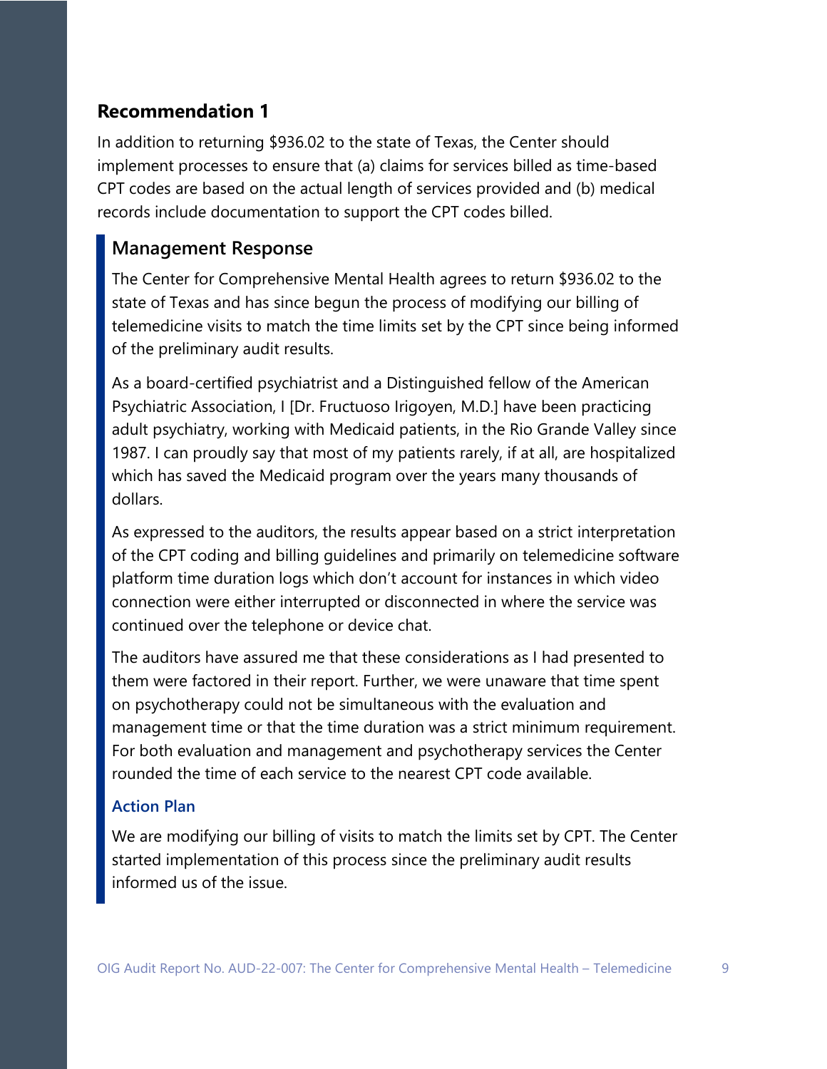## Recommendation 1

In addition to returning $936.02 to the state of Texas, the Center should implement processes to ensure that (a) claims for services billed as time-based CPT codes are based on the actual length of services provided and (b) medical records include documentation to support the CPT codes billed.

### Management Response

The Center for Comprehensive Mental Health agrees to return $936.02 to the state of Texas and has since begun the process of modifying our billing of telemedicine visits to match the time limits set by the CPT since being informed of the preliminary audit results.

As a board-certified psychiatrist and a Distinguished fellow of the American Psychiatric Association, I [Dr. Fructuoso Irigoyen, M.D.] have been practicing adult psychiatry, working with Medicaid patients, in the Rio Grande Valley since 1987. I can proudly say that most of my patients rarely, if at all, are hospitalized which has saved the Medicaid program over the years many thousands of dollars.

As expressed to the auditors, the results appear based on a strict interpretation of the CPT coding and billing guidelines and primarily on telemedicine software platform time duration logs which don't account for instances in which video connection were either interrupted or disconnected in where the service was continued over the telephone or device chat.

The auditors have assured me that these considerations as I had presented to them were factored in their report. Further, we were unaware that time spent on psychotherapy could not be simultaneous with the evaluation and management time or that the time duration was a strict minimum requirement. For both evaluation and management and psychotherapy services the Center rounded the time of each service to the nearest CPT code available.

#### Action Plan

We are modifying our billing of visits to match the limits set by CPT. The Center started implementation of this process since the preliminary audit results informed us of the issue.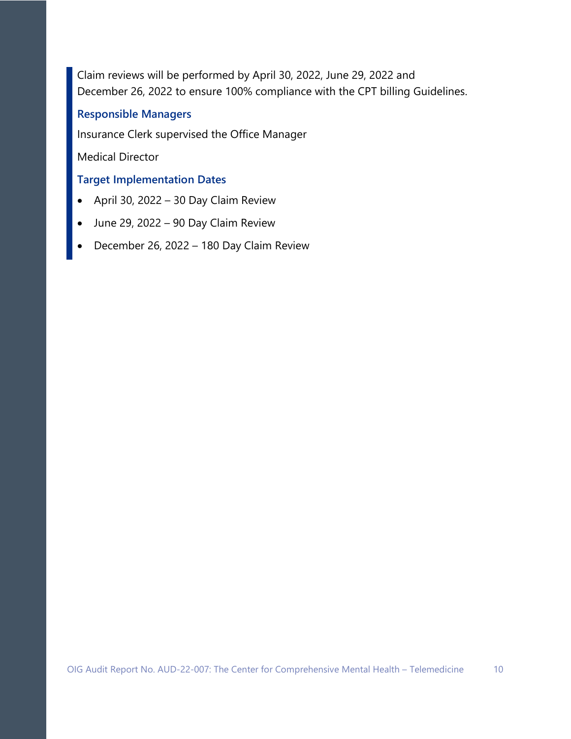Claim reviews will be performed by April 30, 2022, June 29, 2022 and December 26, 2022 to ensure 100% compliance with the CPT billing Guidelines.

### Responsible Managers

Insurance Clerk supervised the Office Manager

Medical Director

### Target Implementation Dates

- April 30, 2022 – 30 Day Claim Review
- June 29, 2022 – 90 Day Claim Review
- December 26, 2022 – 180 Day Claim Review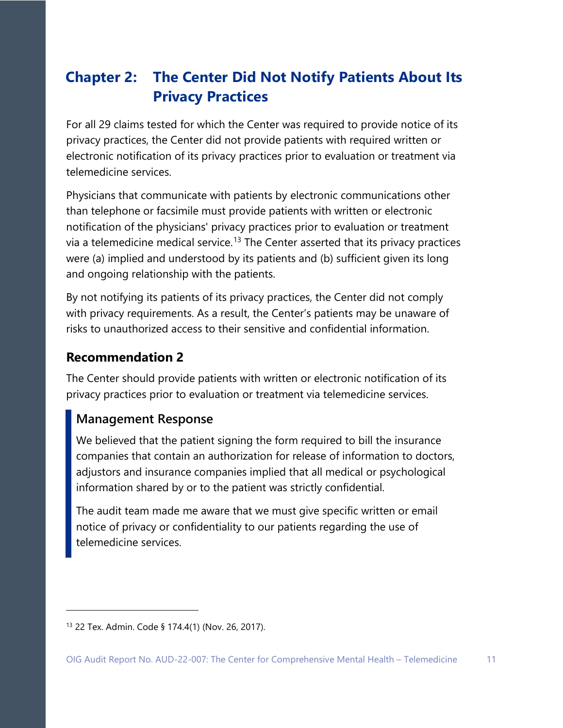# Chapter 2: The Center Did Not Notify Patients About Its Privacy Practices

For all 29 claims tested for which the Center was required to provide notice of its privacy practices, the Center did not provide patients with required written or electronic notification of its privacy practices prior to evaluation or treatment via telemedicine services.

Physicians that communicate with patients by electronic communications other than telephone or facsimile must provide patients with written or electronic notification of the physicians' privacy practices prior to evaluation or treatment via a telemedicine medical service.[13] The Center asserted that its privacy practices were (a) implied and understood by its patients and (b) sufficient given its long and ongoing relationship with the patients.

By not notifying its patients of its privacy practices, the Center did not comply with privacy requirements. As a result, the Center's patients may be unaware of risks to unauthorized access to their sensitive and confidential information.

## Recommendation 2

The Center should provide patients with written or electronic notification of its privacy practices prior to evaluation or treatment via telemedicine services.

### Management Response

We believed that the patient signing the form required to bill the insurance companies that contain an authorization for release of information to doctors, adjustors and insurance companies implied that all medical or psychological information shared by or to the patient was strictly confidential.

The audit team made me aware that we must give specific written or email notice of privacy or confidentiality to our patients regarding the use of telemedicine services.

---

[13] 22 Tex. Admin. Code § 174.4(1) (Nov. 26, 2017).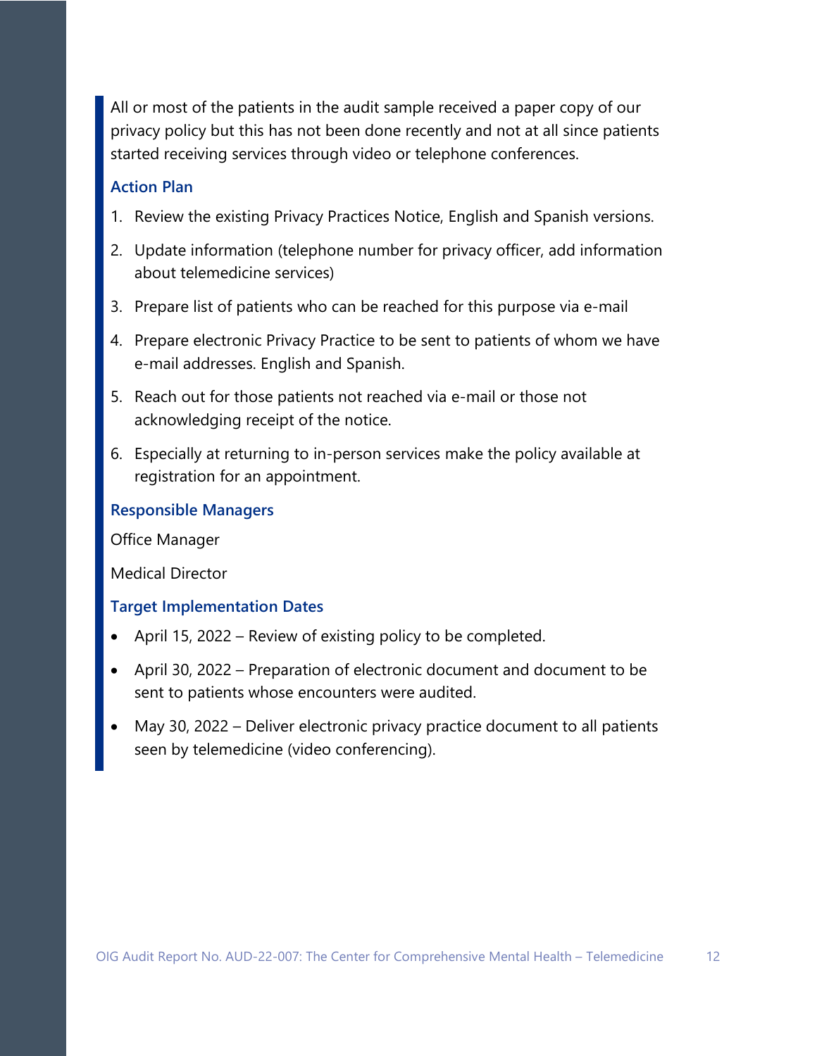All or most of the patients in the audit sample received a paper copy of our privacy policy but this has not been done recently and not at all since patients started receiving services through video or telephone conferences.

### Action Plan

1. Review the existing Privacy Practices Notice, English and Spanish versions.
2. Update information (telephone number for privacy officer, add information about telemedicine services)
3. Prepare list of patients who can be reached for this purpose via e-mail
4. Prepare electronic Privacy Practice to be sent to patients of whom we have e-mail addresses. English and Spanish.
5. Reach out for those patients not reached via e-mail or those not acknowledging receipt of the notice.
6. Especially at returning to in-person services make the policy available at registration for an appointment.

### Responsible Managers

Office Manager

Medical Director

### Target Implementation Dates

- April 15, 2022 – Review of existing policy to be completed.
- April 30, 2022 – Preparation of electronic document and document to be sent to patients whose encounters were audited.
- May 30, 2022 – Deliver electronic privacy practice document to all patients seen by telemedicine (video conferencing).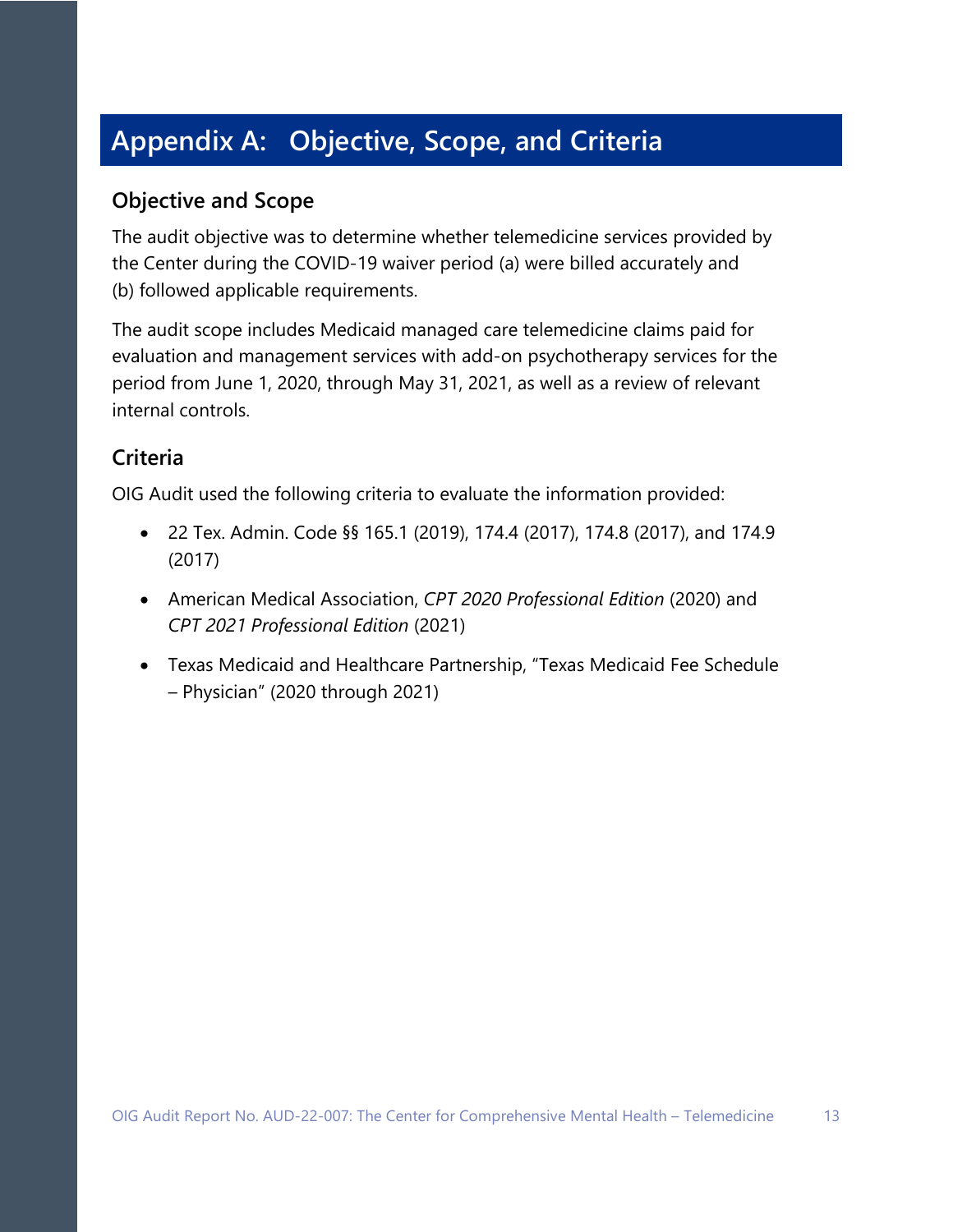# Appendix A: Objective, Scope, and Criteria

## Objective and Scope

The audit objective was to determine whether telemedicine services provided by the Center during the COVID-19 waiver period (a) were billed accurately and (b) followed applicable requirements.

The audit scope includes Medicaid managed care telemedicine claims paid for evaluation and management services with add-on psychotherapy services for the period from June 1, 2020, through May 31, 2021, as well as a review of relevant internal controls.

## Criteria

OIG Audit used the following criteria to evaluate the information provided:

- 22 Tex. Admin. Code §§ 165.1 (2019), 174.4 (2017), 174.8 (2017), and 174.9 (2017)
- American Medical Association, *CPT 2020 Professional Edition* (2020) and *CPT 2021 Professional Edition* (2021)
- Texas Medicaid and Healthcare Partnership, "Texas Medicaid Fee Schedule – Physician" (2020 through 2021)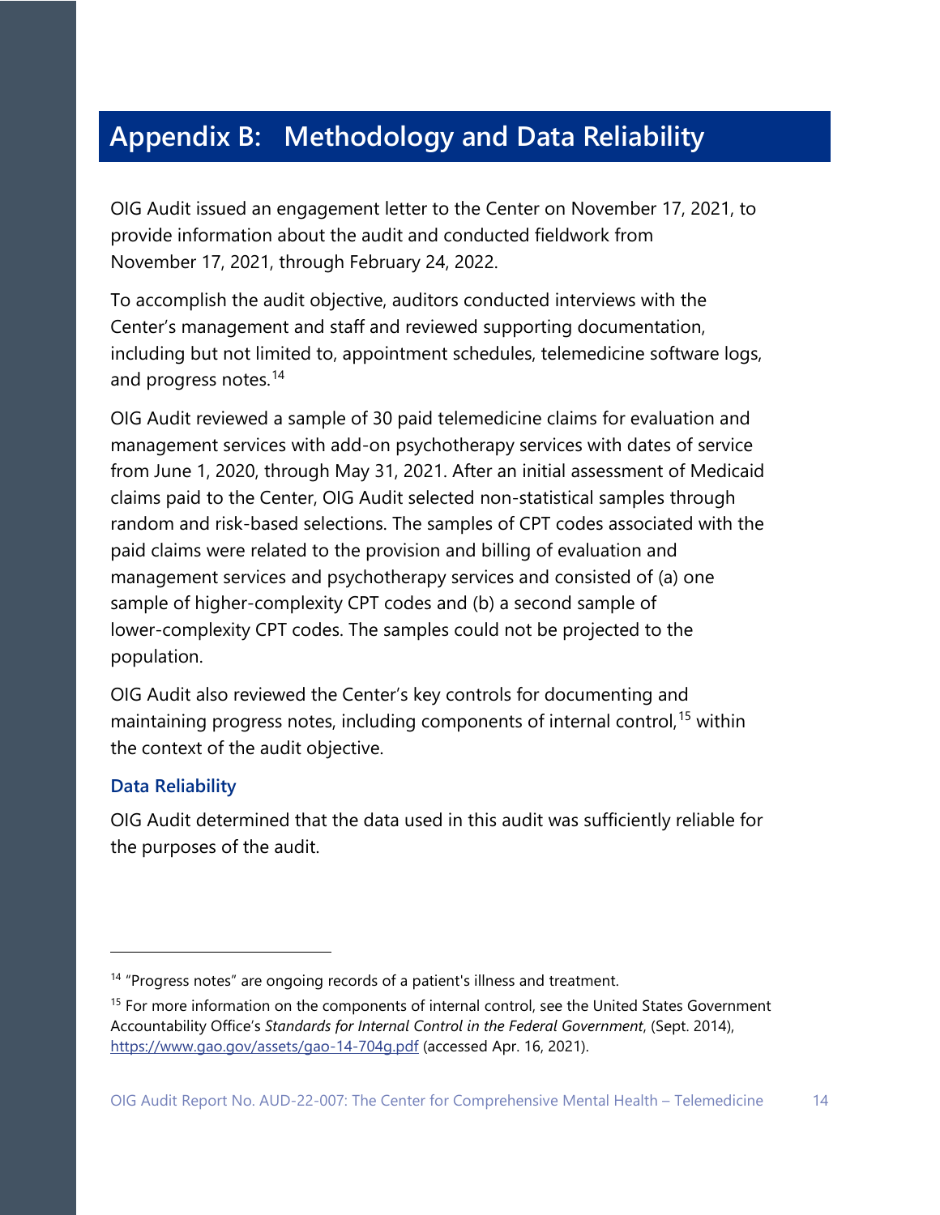# Appendix B: Methodology and Data Reliability

OIG Audit issued an engagement letter to the Center on November 17, 2021, to provide information about the audit and conducted fieldwork from November 17, 2021, through February 24, 2022.

To accomplish the audit objective, auditors conducted interviews with the Center's management and staff and reviewed supporting documentation, including but not limited to, appointment schedules, telemedicine software logs, and progress notes.[14]

OIG Audit reviewed a sample of 30 paid telemedicine claims for evaluation and management services with add-on psychotherapy services with dates of service from June 1, 2020, through May 31, 2021. After an initial assessment of Medicaid claims paid to the Center, OIG Audit selected non-statistical samples through random and risk-based selections. The samples of CPT codes associated with the paid claims were related to the provision and billing of evaluation and management services and psychotherapy services and consisted of (a) one sample of higher-complexity CPT codes and (b) a second sample of lower-complexity CPT codes. The samples could not be projected to the population.

OIG Audit also reviewed the Center's key controls for documenting and maintaining progress notes, including components of internal control,[15] within the context of the audit objective.

### Data Reliability

OIG Audit determined that the data used in this audit was sufficiently reliable for the purposes of the audit.

---

[14] "Progress notes" are ongoing records of a patient's illness and treatment.

[15] For more information on the components of internal control, see the United States Government Accountability Office's *Standards for Internal Control in the Federal Government*, (Sept. 2014), https://www.gao.gov/assets/gao-14-704g.pdf (accessed Apr. 16, 2021).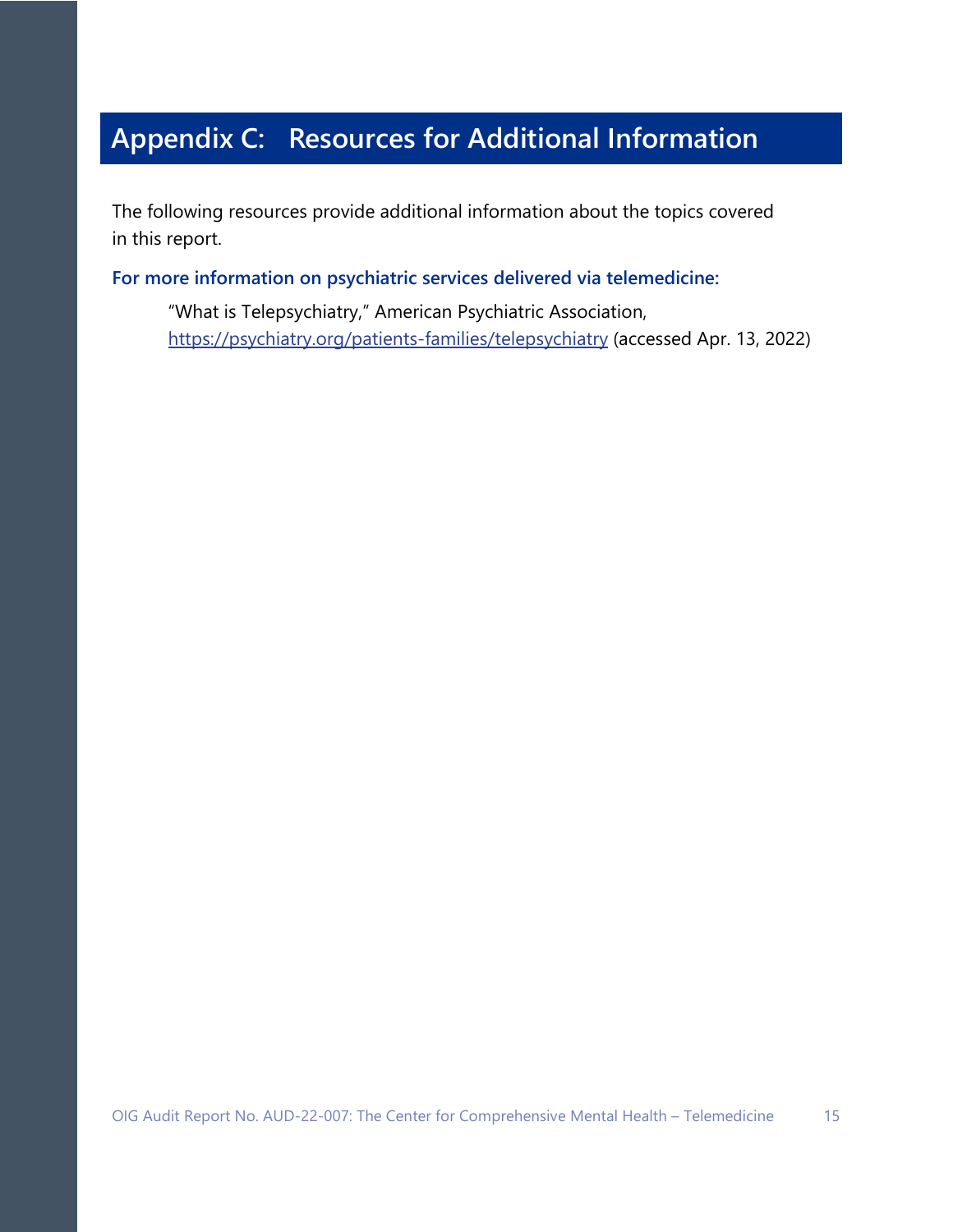# Appendix C: Resources for Additional Information

The following resources provide additional information about the topics covered in this report.

**For more information on psychiatric services delivered via telemedicine:**

> "What is Telepsychiatry," American Psychiatric Association, https://psychiatry.org/patients-families/telepsychiatry (accessed Apr. 13, 2022)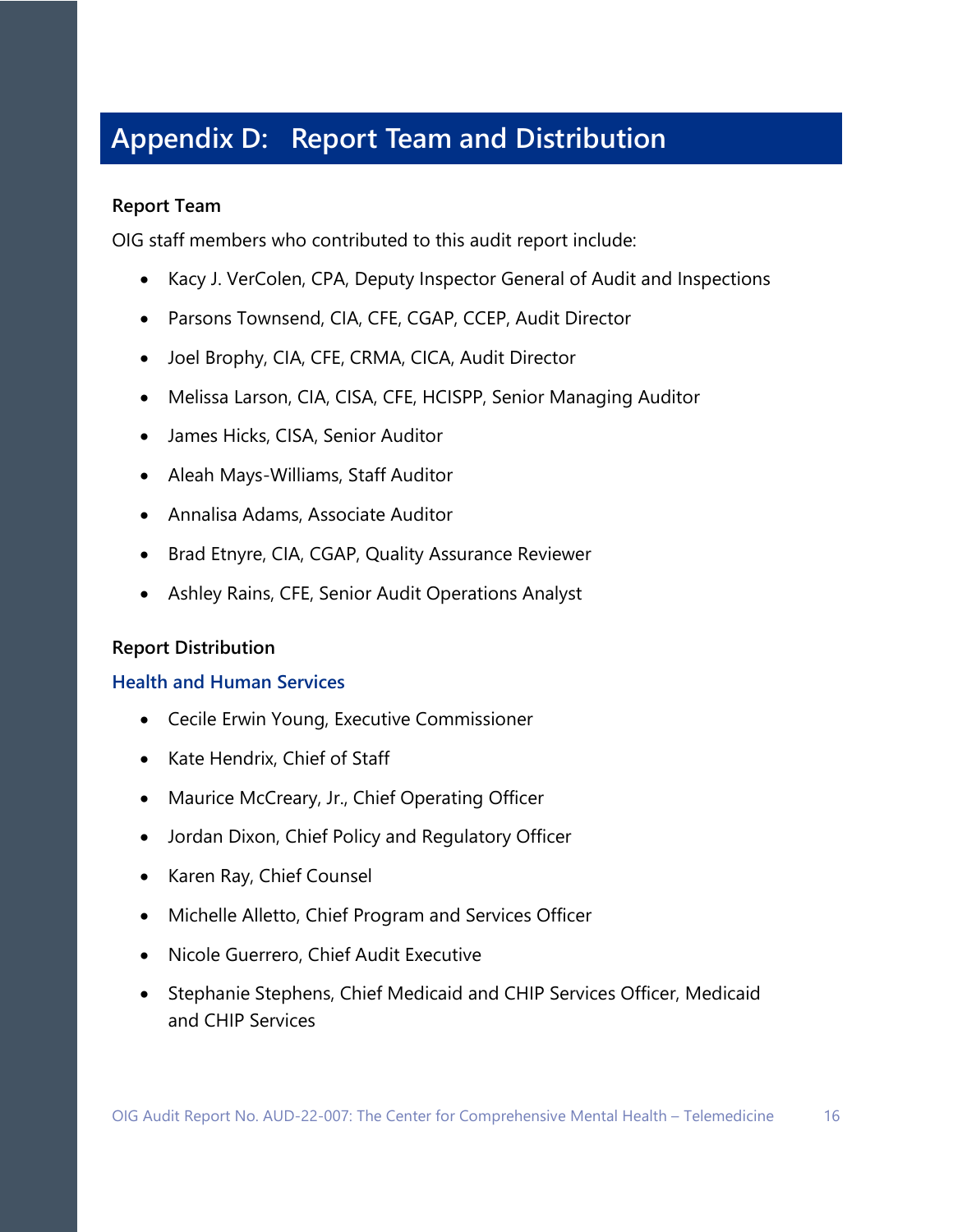# Appendix D: Report Team and Distribution

**Report Team**

OIG staff members who contributed to this audit report include:

- Kacy J. VerColen, CPA, Deputy Inspector General of Audit and Inspections
- Parsons Townsend, CIA, CFE, CGAP, CCEP, Audit Director
- Joel Brophy, CIA, CFE, CRMA, CICA, Audit Director
- Melissa Larson, CIA, CISA, CFE, HCISPP, Senior Managing Auditor
- James Hicks, CISA, Senior Auditor
- Aleah Mays-Williams, Staff Auditor
- Annalisa Adams, Associate Auditor
- Brad Etnyre, CIA, CGAP, Quality Assurance Reviewer
- Ashley Rains, CFE, Senior Audit Operations Analyst

**Report Distribution**

**Health and Human Services**

- Cecile Erwin Young, Executive Commissioner
- Kate Hendrix, Chief of Staff
- Maurice McCreary, Jr., Chief Operating Officer
- Jordan Dixon, Chief Policy and Regulatory Officer
- Karen Ray, Chief Counsel
- Michelle Alletto, Chief Program and Services Officer
- Nicole Guerrero, Chief Audit Executive
- Stephanie Stephens, Chief Medicaid and CHIP Services Officer, Medicaid and CHIP Services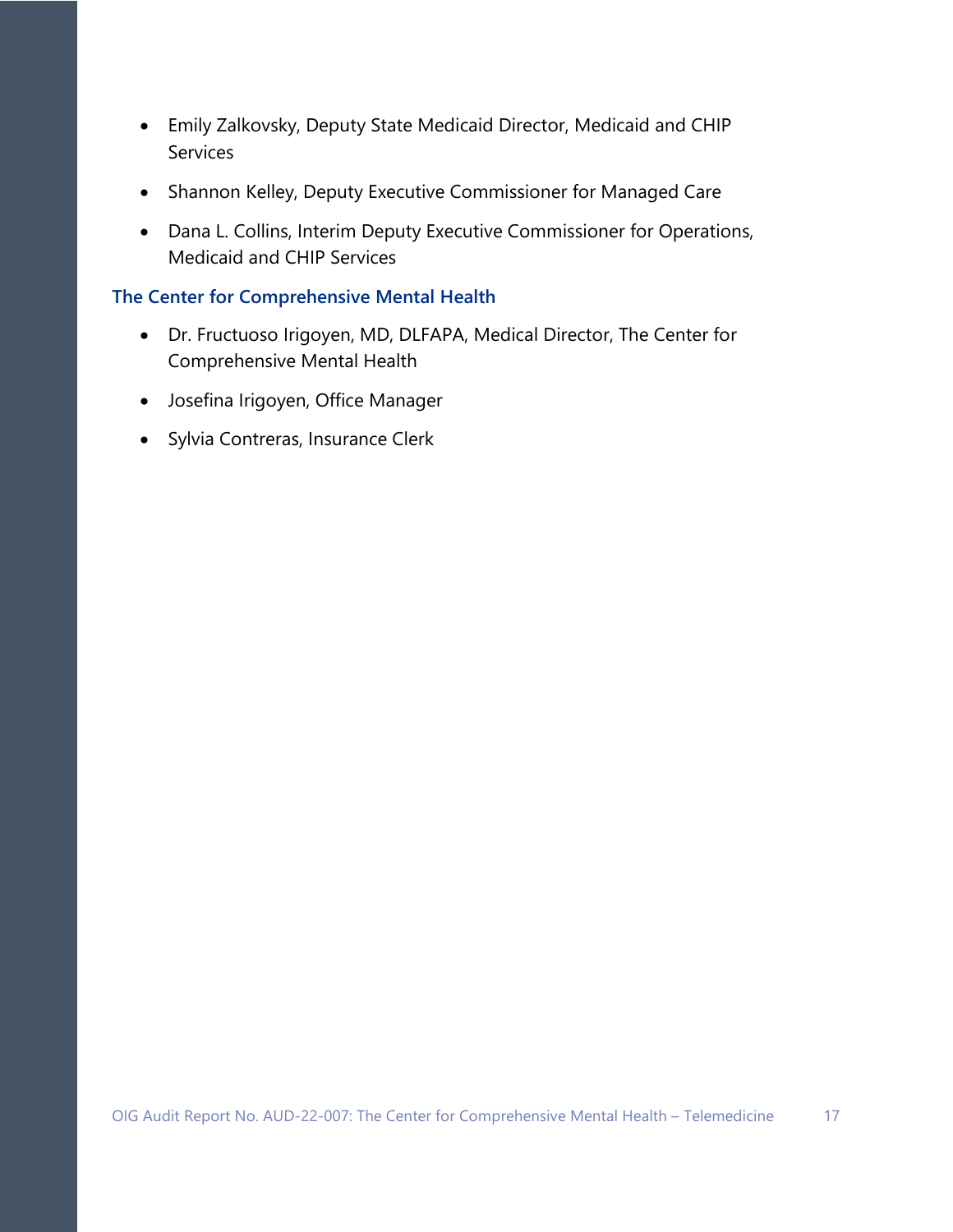- Emily Zalkovsky, Deputy State Medicaid Director, Medicaid and CHIP Services
- Shannon Kelley, Deputy Executive Commissioner for Managed Care
- Dana L. Collins, Interim Deputy Executive Commissioner for Operations, Medicaid and CHIP Services

### The Center for Comprehensive Mental Health

- Dr. Fructuoso Irigoyen, MD, DLFAPA, Medical Director, The Center for Comprehensive Mental Health
- Josefina Irigoyen, Office Manager
- Sylvia Contreras, Insurance Clerk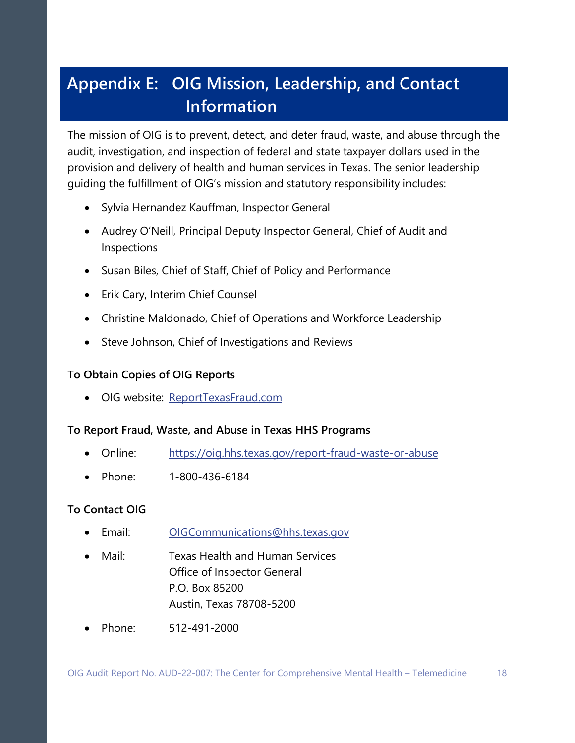# Appendix E: OIG Mission, Leadership, and Contact Information

The mission of OIG is to prevent, detect, and deter fraud, waste, and abuse through the audit, investigation, and inspection of federal and state taxpayer dollars used in the provision and delivery of health and human services in Texas. The senior leadership guiding the fulfillment of OIG's mission and statutory responsibility includes:

- Sylvia Hernandez Kauffman, Inspector General
- Audrey O'Neill, Principal Deputy Inspector General, Chief of Audit and Inspections
- Susan Biles, Chief of Staff, Chief of Policy and Performance
- Erik Cary, Interim Chief Counsel
- Christine Maldonado, Chief of Operations and Workforce Leadership
- Steve Johnson, Chief of Investigations and Reviews

### To Obtain Copies of OIG Reports

- OIG website: [ReportTexasFraud.com](ReportTexasFraud.com)

### To Report Fraud, Waste, and Abuse in Texas HHS Programs

- Online: [https://oig.hhs.texas.gov/report-fraud-waste-or-abuse](https://oig.hhs.texas.gov/report-fraud-waste-or-abuse)
- Phone: 1-800-436-6184

### To Contact OIG

- Email: [OIGCommunications@hhs.texas.gov](mailto:OIGCommunications@hhs.texas.gov)
- Mail: Texas Health and Human Services
  Office of Inspector General
  P.O. Box 85200
  Austin, Texas 78708-5200
- Phone: 512-491-2000